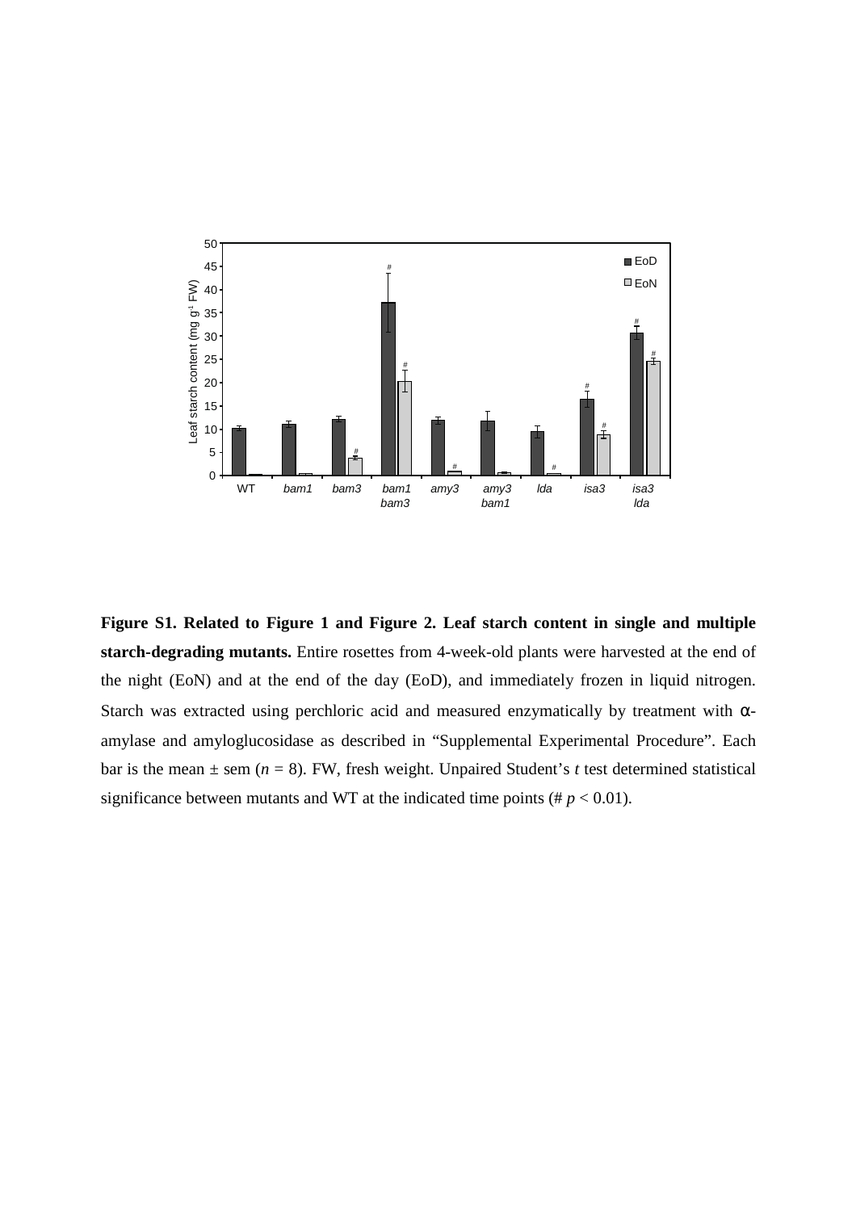**Figure S1. Related to Figure 1 and Figure 2. Leaf starch content in single and multiple starch-degrading mutants.** Entire rosettes from 4-week-old plants were harvested at the end of the night (EoN) and at the end of the day (EoD), and immediately frozen in liquid nitrogen. Starch was extracted using perchloric acid and measured enzymatically by treatment with α-amylase and amyloglucosidase as described in "Supplemental Experimental Procedure". Each bar is the mean ± sem ($n = 8$). FW, fresh weight. Unpaired Student's *t* test determined statistical significance between mutants and WT at the indicated time points (# $p < 0.01$).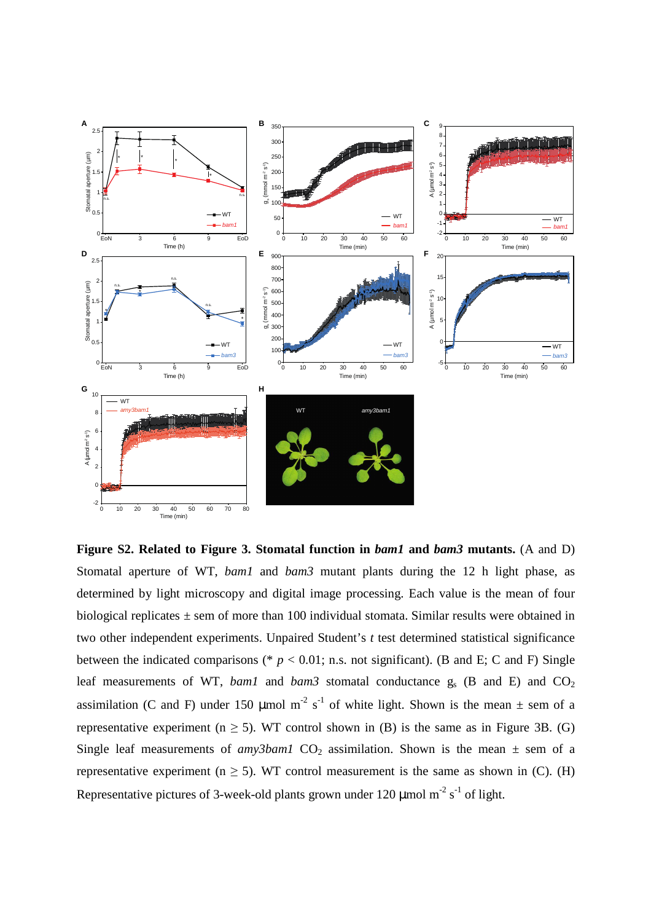**Figure S2. Related to Figure 3. Stomatal function in *bam1* and *bam3* mutants.** (A and D) Stomatal aperture of WT, *bam1* and *bam3* mutant plants during the 12 h light phase, as determined by light microscopy and digital image processing. Each value is the mean of four biological replicates ± sem of more than 100 individual stomata. Similar results were obtained in two other independent experiments. Unpaired Student's *t* test determined statistical significance between the indicated comparisons (* $p < 0.01$; n.s. not significant). (B and E; C and F) Single leaf measurements of WT, *bam1* and *bam3* stomatal conductance $g_s$ (B and E) and $CO_2$ assimilation (C and F) under 150 μmol $m^{-2}$ $s^{-1}$ of white light. Shown is the mean ± sem of a representative experiment ($n \geq 5$). WT control shown in (B) is the same as in Figure 3B. (G) Single leaf measurements of *amy3bam1* $CO_2$ assimilation. Shown is the mean ± sem of a representative experiment ($n \geq 5$). WT control measurement is the same as shown in (C). (H) Representative pictures of 3-week-old plants grown under 120 μmol $m^{-2}$ $s^{-1}$ of light.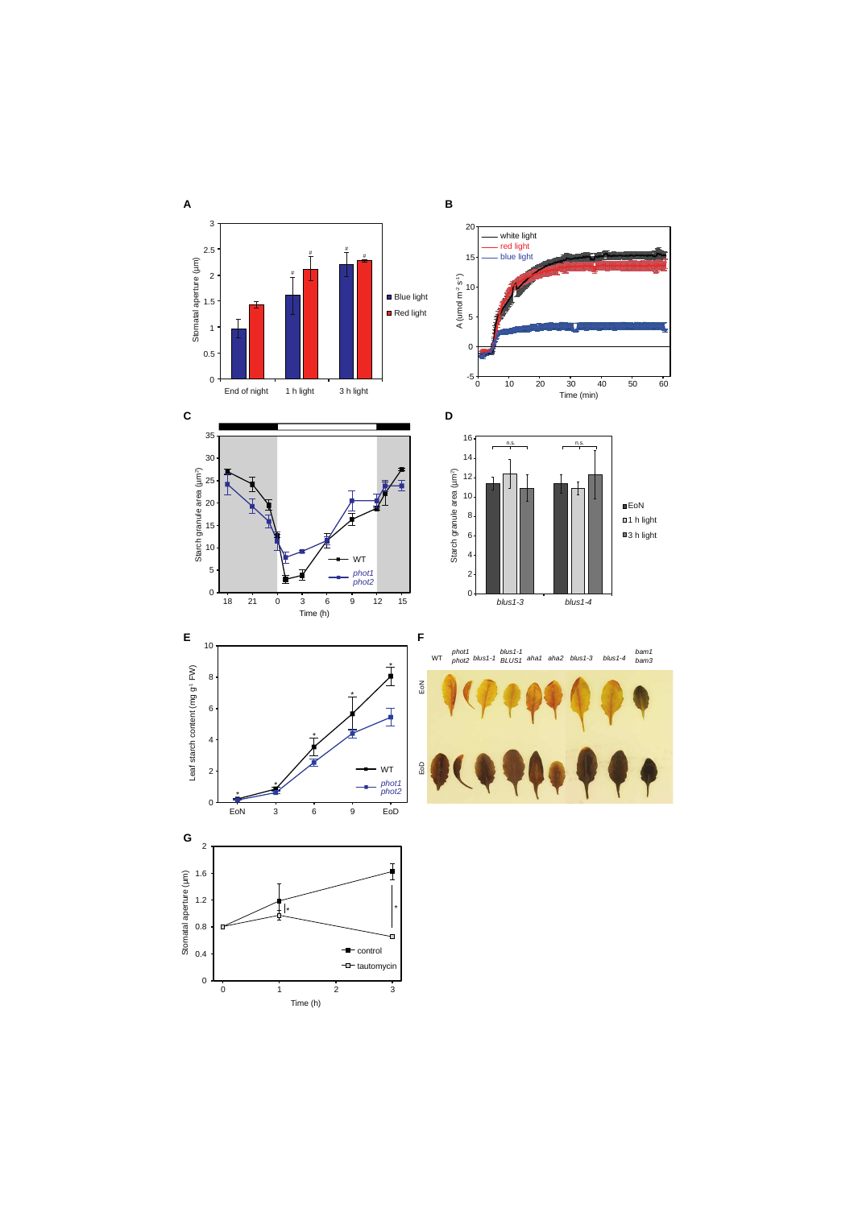**A**

Stomatal aperture (µm)

Blue light
Red light

End of night | 1 h light | 3 h light

**B**

A (µmol m⁻² s⁻¹)

white light
red light
blue light

Time (min)

**C**

Starch granule area (µm²)

WT
*phot1 phot2*

Time (h)

18 | 21 | 0 | 3 | 6 | 9 | 12 | 15

**D**

Starch granule area (µm²)

n.s. | n.s.

EoN
1 h light
3 h light

*blus1-3* | *blus1-4*

**E**

Leaf starch content (mg g⁻¹ FW)

WT
*phot1 phot2*

EoN | 3 | 6 | 9 | EoD

**F**

WT | *phot1 phot2* | *blus1-1* | *blus1-1 BLUS1* | *aha1* | *aha2* | *blus1-3* | *blus1-4* | *bam1 bam3*

EoN

EoD

**G**

Stomatal aperture (µm)

control
tautomycin

Time (h)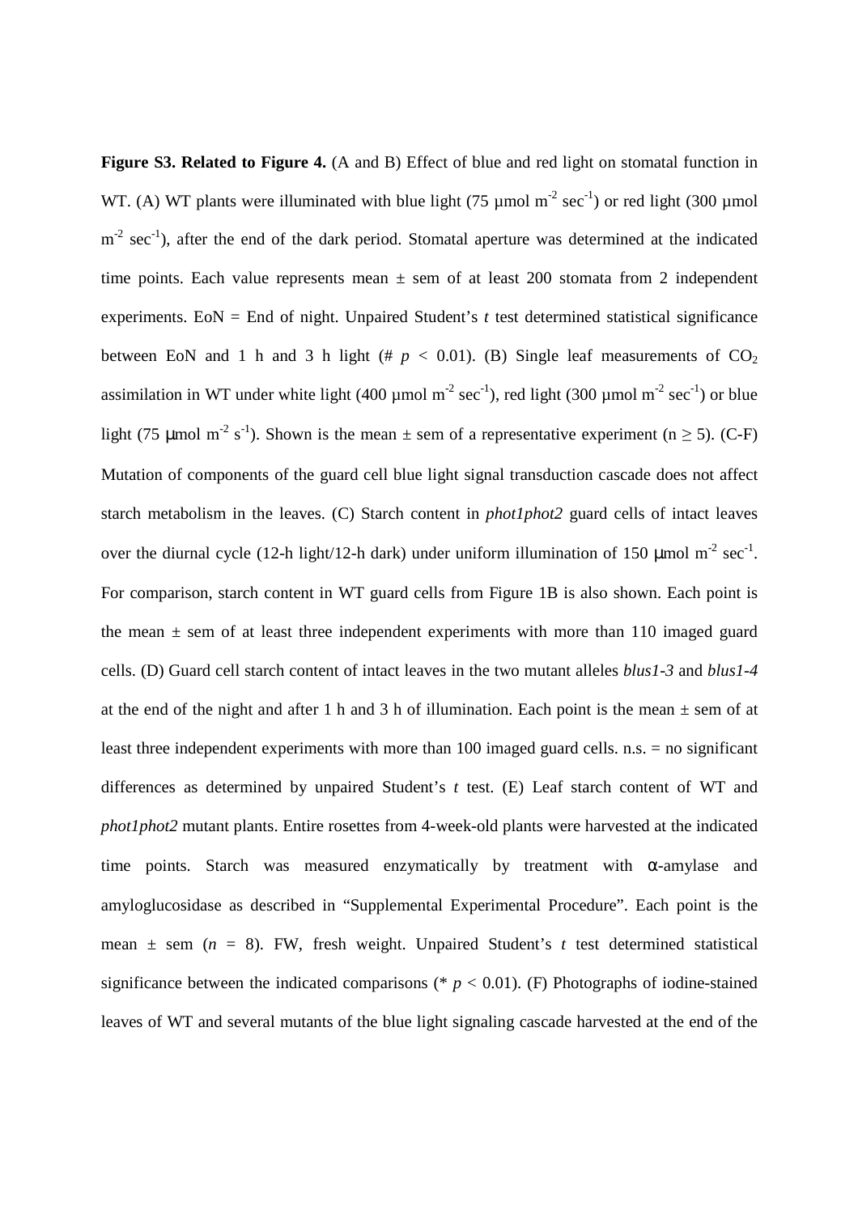**Figure S3. Related to Figure 4.** (A and B) Effect of blue and red light on stomatal function in WT. (A) WT plants were illuminated with blue light (75 µmol $m^{-2}$ $sec^{-1}$) or red light (300 µmol $m^{-2}$ $sec^{-1}$), after the end of the dark period. Stomatal aperture was determined at the indicated time points. Each value represents mean ± sem of at least 200 stomata from 2 independent experiments. EoN = End of night. Unpaired Student's *t* test determined statistical significance between EoN and 1 h and 3 h light (# $p < 0.01$). (B) Single leaf measurements of $CO_2$ assimilation in WT under white light (400 µmol $m^{-2}$ $sec^{-1}$), red light (300 µmol $m^{-2}$ $sec^{-1}$) or blue light (75 µmol $m^{-2}$ $s^{-1}$). Shown is the mean ± sem of a representative experiment (n ≥ 5). (C-F) Mutation of components of the guard cell blue light signal transduction cascade does not affect starch metabolism in the leaves. (C) Starch content in *phot1phot2* guard cells of intact leaves over the diurnal cycle (12-h light/12-h dark) under uniform illumination of 150 µmol $m^{-2}$ $sec^{-1}$. For comparison, starch content in WT guard cells from Figure 1B is also shown. Each point is the mean ± sem of at least three independent experiments with more than 110 imaged guard cells. (D) Guard cell starch content of intact leaves in the two mutant alleles *blus1-3* and *blus1-4* at the end of the night and after 1 h and 3 h of illumination. Each point is the mean ± sem of at least three independent experiments with more than 100 imaged guard cells. n.s. = no significant differences as determined by unpaired Student's *t* test. (E) Leaf starch content of WT and *phot1phot2* mutant plants. Entire rosettes from 4-week-old plants were harvested at the indicated time points. Starch was measured enzymatically by treatment with α-amylase and amyloglucosidase as described in "Supplemental Experimental Procedure". Each point is the mean ± sem ($n = 8$). FW, fresh weight. Unpaired Student's *t* test determined statistical significance between the indicated comparisons (* $p < 0.01$). (F) Photographs of iodine-stained leaves of WT and several mutants of the blue light signaling cascade harvested at the end of the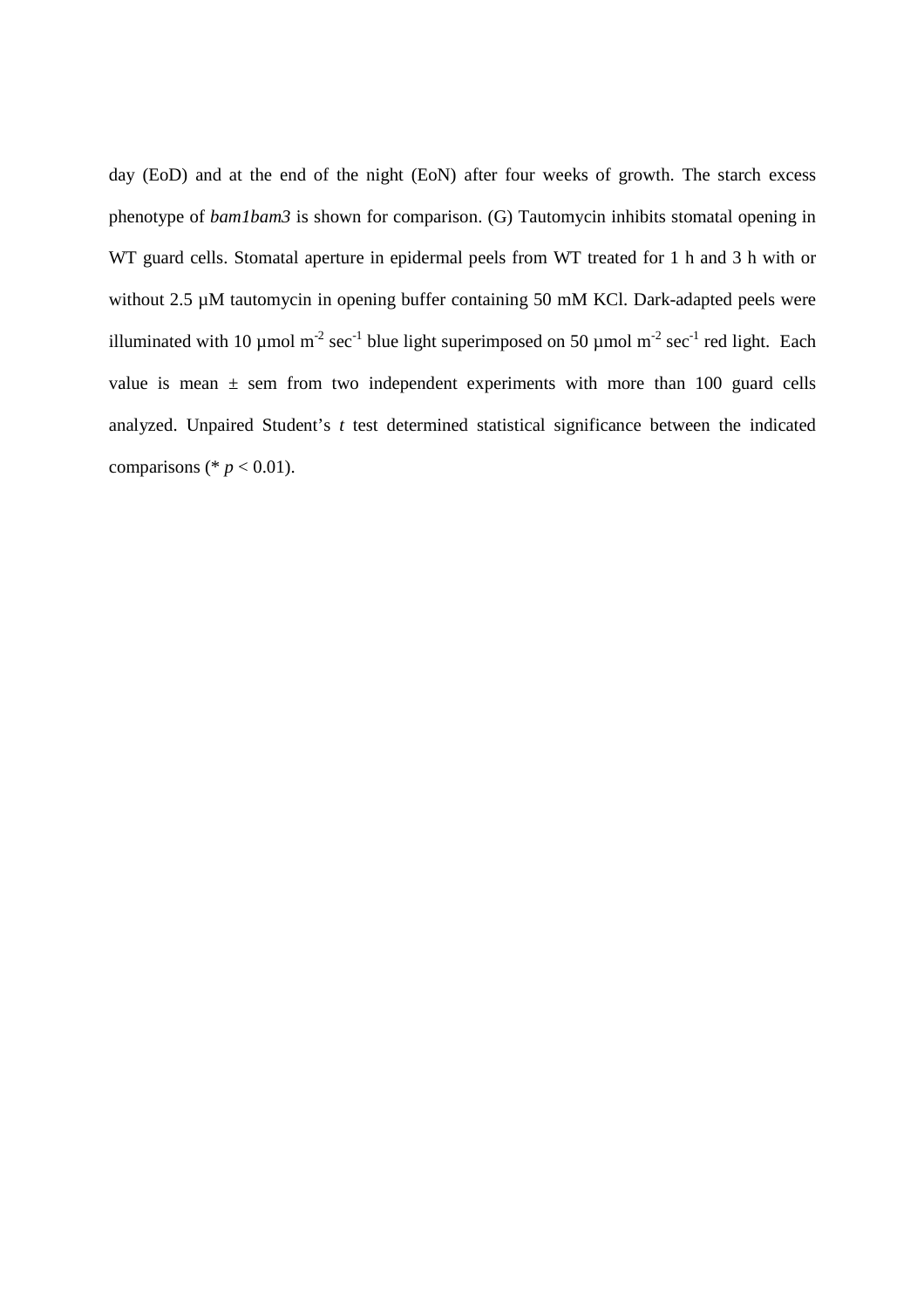day (EoD) and at the end of the night (EoN) after four weeks of growth. The starch excess phenotype of *bam1bam3* is shown for comparison. (G) Tautomycin inhibits stomatal opening in WT guard cells. Stomatal aperture in epidermal peels from WT treated for 1 h and 3 h with or without 2.5 µM tautomycin in opening buffer containing 50 mM KCl. Dark-adapted peels were illuminated with 10 µmol $m^{-2}$ $sec^{-1}$ blue light superimposed on 50 µmol $m^{-2}$ $sec^{-1}$ red light. Each value is mean ± sem from two independent experiments with more than 100 guard cells analyzed. Unpaired Student's *t* test determined statistical significance between the indicated comparisons (* $p < 0.01$).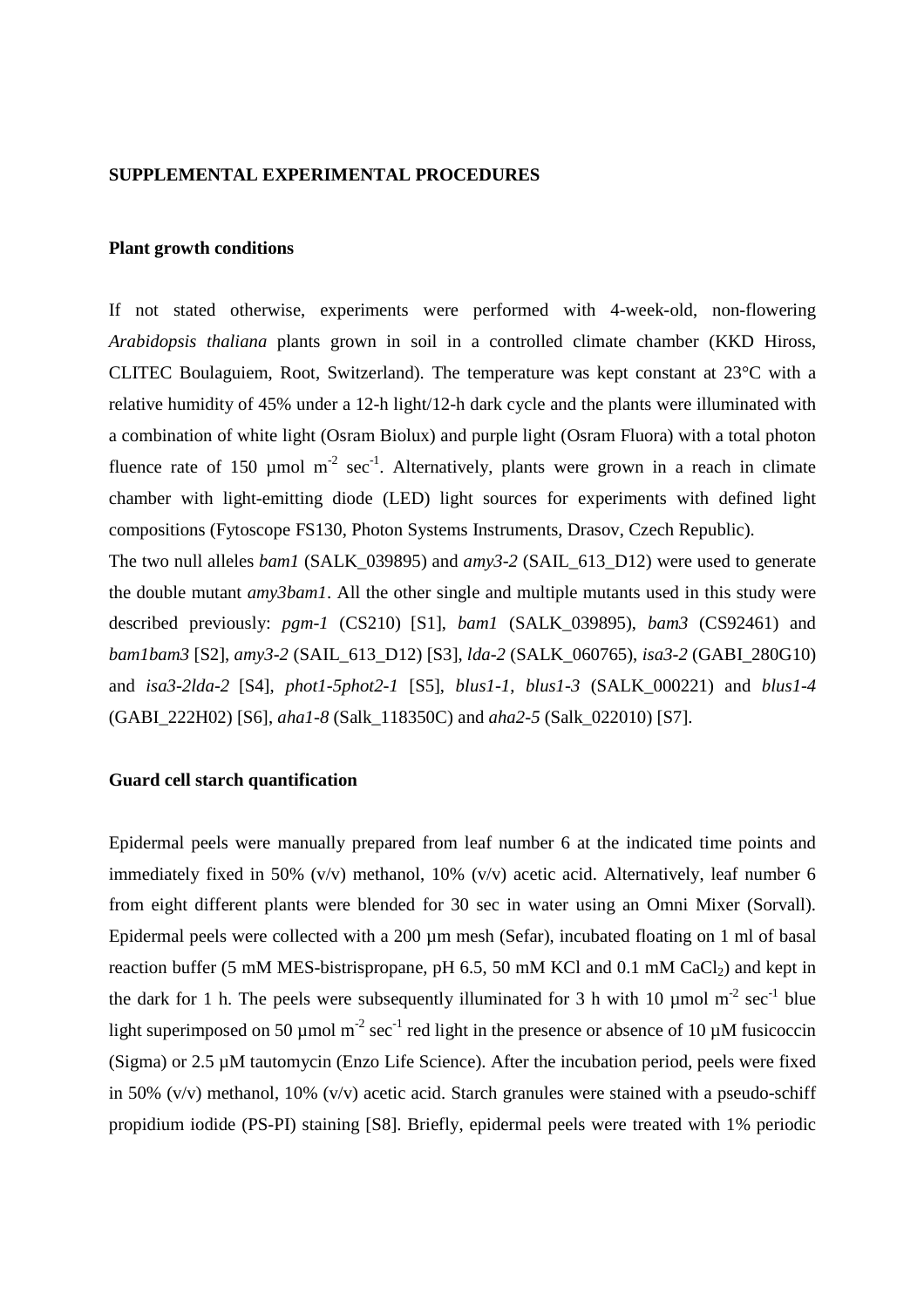**SUPPLEMENTAL EXPERIMENTAL PROCEDURES**

**Plant growth conditions**

If not stated otherwise, experiments were performed with 4-week-old, non-flowering *Arabidopsis thaliana* plants grown in soil in a controlled climate chamber (KKD Hiross, CLITEC Boulaguiem, Root, Switzerland). The temperature was kept constant at 23°C with a relative humidity of 45% under a 12-h light/12-h dark cycle and the plants were illuminated with a combination of white light (Osram Biolux) and purple light (Osram Fluora) with a total photon fluence rate of 150 µmol $m^{-2}$ $sec^{-1}$. Alternatively, plants were grown in a reach in climate chamber with light-emitting diode (LED) light sources for experiments with defined light compositions (Fytoscope FS130, Photon Systems Instruments, Drasov, Czech Republic).

The two null alleles *bam1* (SALK_039895) and *amy3-2* (SAIL_613_D12) were used to generate the double mutant *amy3bam1*. All the other single and multiple mutants used in this study were described previously: *pgm-1* (CS210) [S1], *bam1* (SALK_039895), *bam3* (CS92461) and *bam1bam3* [S2], *amy3-2* (SAIL_613_D12) [S3], *lda-2* (SALK_060765), *isa3-2* (GABI_280G10) and *isa3-2lda-2* [S4], *phot1-5phot2-1* [S5], *blus1-1*, *blus1-3* (SALK_000221) and *blus1-4* (GABI_222H02) [S6], *aha1-8* (Salk_118350C) and *aha2-5* (Salk_022010) [S7].

**Guard cell starch quantification**

Epidermal peels were manually prepared from leaf number 6 at the indicated time points and immediately fixed in 50% (v/v) methanol, 10% (v/v) acetic acid. Alternatively, leaf number 6 from eight different plants were blended for 30 sec in water using an Omni Mixer (Sorvall). Epidermal peels were collected with a 200 µm mesh (Sefar), incubated floating on 1 ml of basal reaction buffer (5 mM MES-bistrispropane, pH 6.5, 50 mM KCl and 0.1 mM $CaCl_2$) and kept in the dark for 1 h. The peels were subsequently illuminated for 3 h with 10 µmol $m^{-2}$ $sec^{-1}$ blue light superimposed on 50 µmol $m^{-2}$ $sec^{-1}$ red light in the presence or absence of 10 µM fusicoccin (Sigma) or 2.5 µM tautomycin (Enzo Life Science). After the incubation period, peels were fixed in 50% (v/v) methanol, 10% (v/v) acetic acid. Starch granules were stained with a pseudo-schiff propidium iodide (PS-PI) staining [S8]. Briefly, epidermal peels were treated with 1% periodic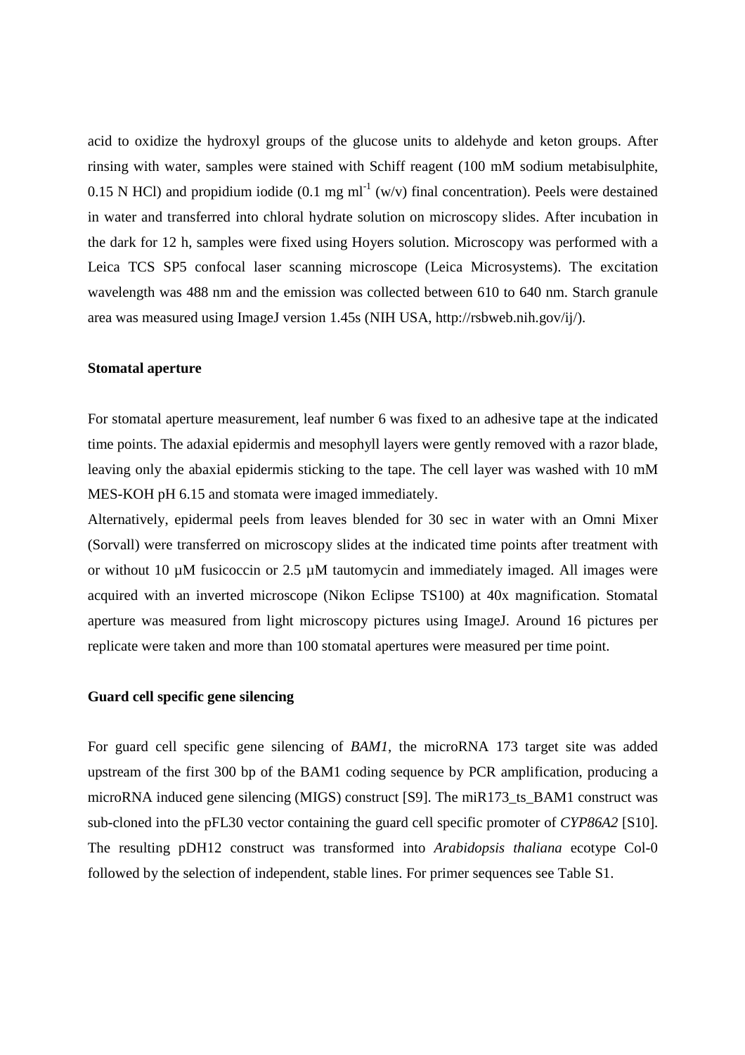acid to oxidize the hydroxyl groups of the glucose units to aldehyde and keton groups. After rinsing with water, samples were stained with Schiff reagent (100 mM sodium metabisulphite, 0.15 N HCl) and propidium iodide (0.1 mg $ml^{-1}$ (w/v) final concentration). Peels were destained in water and transferred into chloral hydrate solution on microscopy slides. After incubation in the dark for 12 h, samples were fixed using Hoyers solution. Microscopy was performed with a Leica TCS SP5 confocal laser scanning microscope (Leica Microsystems). The excitation wavelength was 488 nm and the emission was collected between 610 to 640 nm. Starch granule area was measured using ImageJ version 1.45s (NIH USA, http://rsbweb.nih.gov/ij/).

**Stomatal aperture**

For stomatal aperture measurement, leaf number 6 was fixed to an adhesive tape at the indicated time points. The adaxial epidermis and mesophyll layers were gently removed with a razor blade, leaving only the abaxial epidermis sticking to the tape. The cell layer was washed with 10 mM MES-KOH pH 6.15 and stomata were imaged immediately.

Alternatively, epidermal peels from leaves blended for 30 sec in water with an Omni Mixer (Sorvall) were transferred on microscopy slides at the indicated time points after treatment with or without 10 µM fusicoccin or 2.5 µM tautomycin and immediately imaged. All images were acquired with an inverted microscope (Nikon Eclipse TS100) at 40x magnification. Stomatal aperture was measured from light microscopy pictures using ImageJ. Around 16 pictures per replicate were taken and more than 100 stomatal apertures were measured per time point.

**Guard cell specific gene silencing**

For guard cell specific gene silencing of *BAM1*, the microRNA 173 target site was added upstream of the first 300 bp of the BAM1 coding sequence by PCR amplification, producing a microRNA induced gene silencing (MIGS) construct [S9]. The miR173_ts_BAM1 construct was sub-cloned into the pFL30 vector containing the guard cell specific promoter of *CYP86A2* [S10]. The resulting pDH12 construct was transformed into *Arabidopsis thaliana* ecotype Col-0 followed by the selection of independent, stable lines. For primer sequences see Table S1.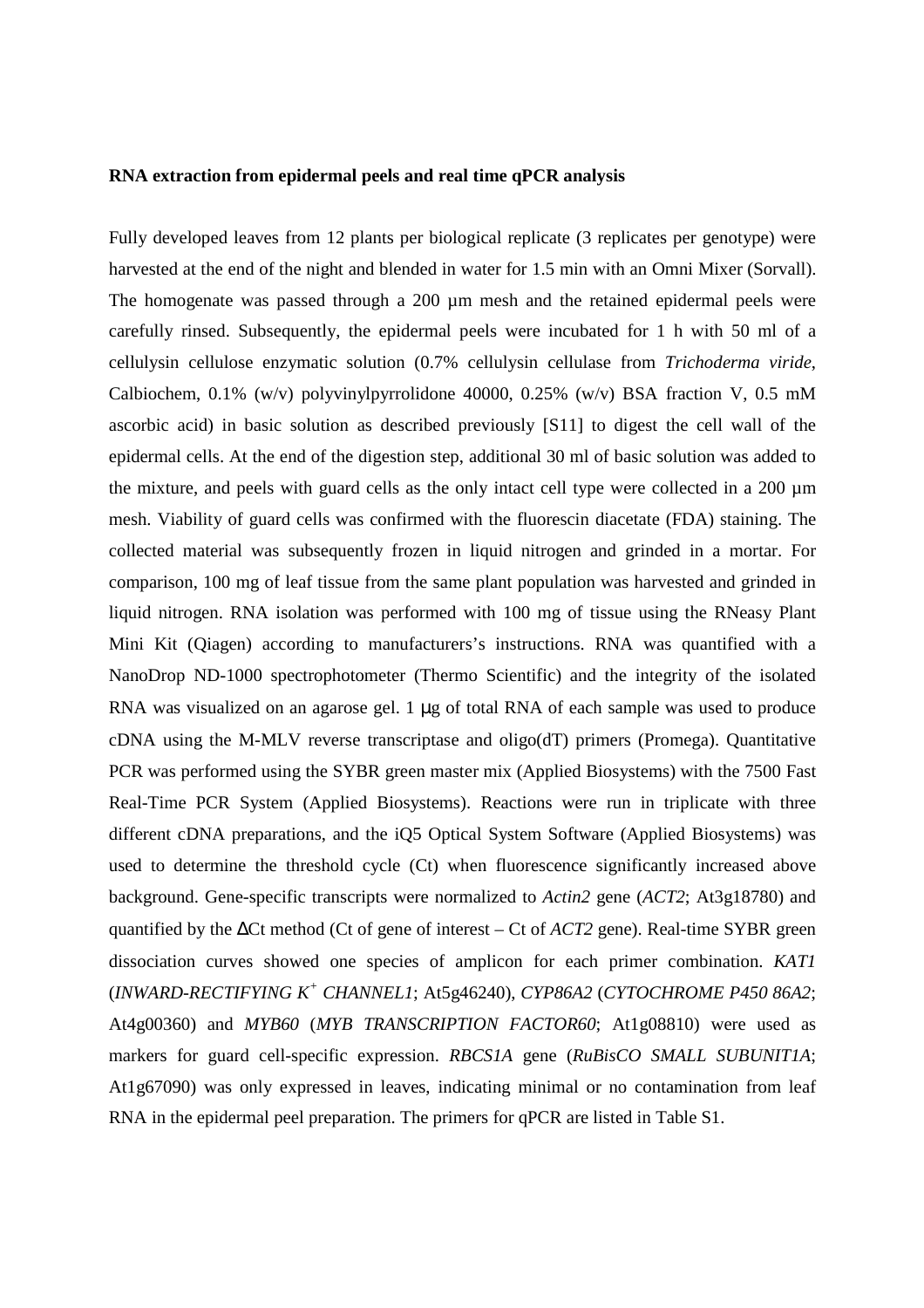**RNA extraction from epidermal peels and real time qPCR analysis**

Fully developed leaves from 12 plants per biological replicate (3 replicates per genotype) were harvested at the end of the night and blended in water for 1.5 min with an Omni Mixer (Sorvall). The homogenate was passed through a 200 µm mesh and the retained epidermal peels were carefully rinsed. Subsequently, the epidermal peels were incubated for 1 h with 50 ml of a cellulysin cellulose enzymatic solution (0.7% cellulysin cellulase from *Trichoderma viride*, Calbiochem, 0.1% (w/v) polyvinylpyrrolidone 40000, 0.25% (w/v) BSA fraction V, 0.5 mM ascorbic acid) in basic solution as described previously [S11] to digest the cell wall of the epidermal cells. At the end of the digestion step, additional 30 ml of basic solution was added to the mixture, and peels with guard cells as the only intact cell type were collected in a 200 µm mesh. Viability of guard cells was confirmed with the fluorescin diacetate (FDA) staining. The collected material was subsequently frozen in liquid nitrogen and grinded in a mortar. For comparison, 100 mg of leaf tissue from the same plant population was harvested and grinded in liquid nitrogen. RNA isolation was performed with 100 mg of tissue using the RNeasy Plant Mini Kit (Qiagen) according to manufacturers's instructions. RNA was quantified with a NanoDrop ND-1000 spectrophotometer (Thermo Scientific) and the integrity of the isolated RNA was visualized on an agarose gel. 1 µg of total RNA of each sample was used to produce cDNA using the M-MLV reverse transcriptase and oligo(dT) primers (Promega). Quantitative PCR was performed using the SYBR green master mix (Applied Biosystems) with the 7500 Fast Real-Time PCR System (Applied Biosystems). Reactions were run in triplicate with three different cDNA preparations, and the iQ5 Optical System Software (Applied Biosystems) was used to determine the threshold cycle (Ct) when fluorescence significantly increased above background. Gene-specific transcripts were normalized to *Actin2* gene (*ACT2*; At3g18780) and quantified by the ΔCt method (Ct of gene of interest – Ct of *ACT2* gene). Real-time SYBR green dissociation curves showed one species of amplicon for each primer combination. *KAT1* (*INWARD-RECTIFYING $K^+$ CHANNEL1*; At5g46240), *CYP86A2* (*CYTOCHROME P450 86A2*; At4g00360) and *MYB60* (*MYB TRANSCRIPTION FACTOR60*; At1g08810) were used as markers for guard cell-specific expression. *RBCS1A* gene (*RuBisCO SMALL SUBUNIT1A*; At1g67090) was only expressed in leaves, indicating minimal or no contamination from leaf RNA in the epidermal peel preparation. The primers for qPCR are listed in Table S1.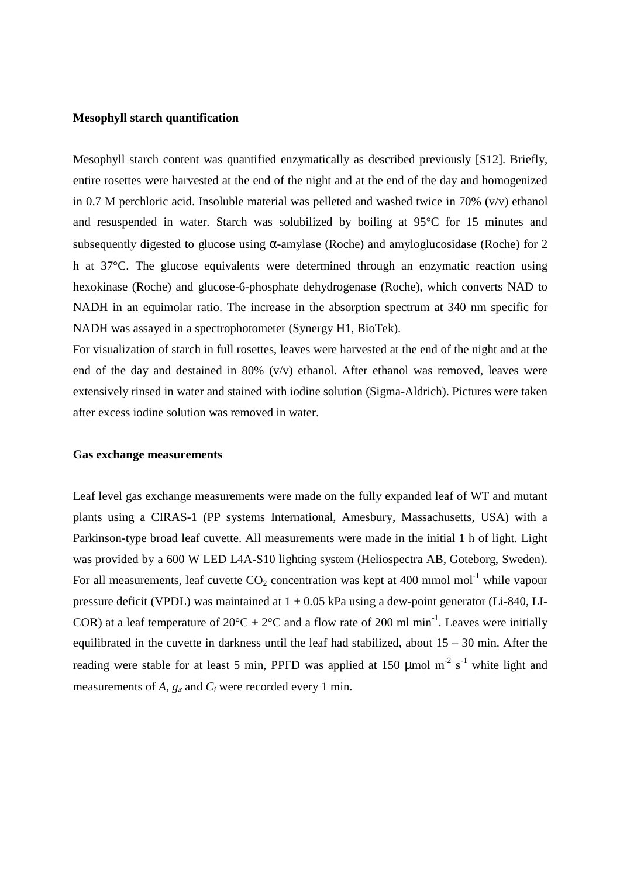**Mesophyll starch quantification**

Mesophyll starch content was quantified enzymatically as described previously [S12]. Briefly, entire rosettes were harvested at the end of the night and at the end of the day and homogenized in 0.7 M perchloric acid. Insoluble material was pelleted and washed twice in 70% (v/v) ethanol and resuspended in water. Starch was solubilized by boiling at 95°C for 15 minutes and subsequently digested to glucose using α-amylase (Roche) and amyloglucosidase (Roche) for 2 h at 37°C. The glucose equivalents were determined through an enzymatic reaction using hexokinase (Roche) and glucose-6-phosphate dehydrogenase (Roche), which converts NAD to NADH in an equimolar ratio. The increase in the absorption spectrum at 340 nm specific for NADH was assayed in a spectrophotometer (Synergy H1, BioTek).

For visualization of starch in full rosettes, leaves were harvested at the end of the night and at the end of the day and destained in 80% (v/v) ethanol. After ethanol was removed, leaves were extensively rinsed in water and stained with iodine solution (Sigma-Aldrich). Pictures were taken after excess iodine solution was removed in water.

**Gas exchange measurements**

Leaf level gas exchange measurements were made on the fully expanded leaf of WT and mutant plants using a CIRAS-1 (PP systems International, Amesbury, Massachusetts, USA) with a Parkinson-type broad leaf cuvette. All measurements were made in the initial 1 h of light. Light was provided by a 600 W LED L4A-S10 lighting system (Heliospectra AB, Goteborg, Sweden). For all measurements, leaf cuvette $CO_2$ concentration was kept at 400 mmol mol$^{-1}$ while vapour pressure deficit (VPDL) was maintained at $1 \pm 0.05$ kPa using a dew-point generator (Li-840, LI-COR) at a leaf temperature of 20°C ± 2°C and a flow rate of 200 ml min$^{-1}$. Leaves were initially equilibrated in the cuvette in darkness until the leaf had stabilized, about 15 – 30 min. After the reading were stable for at least 5 min, PPFD was applied at 150 μmol m$^{-2}$ s$^{-1}$ white light and measurements of $A$, $g_s$ and $C_i$ were recorded every 1 min.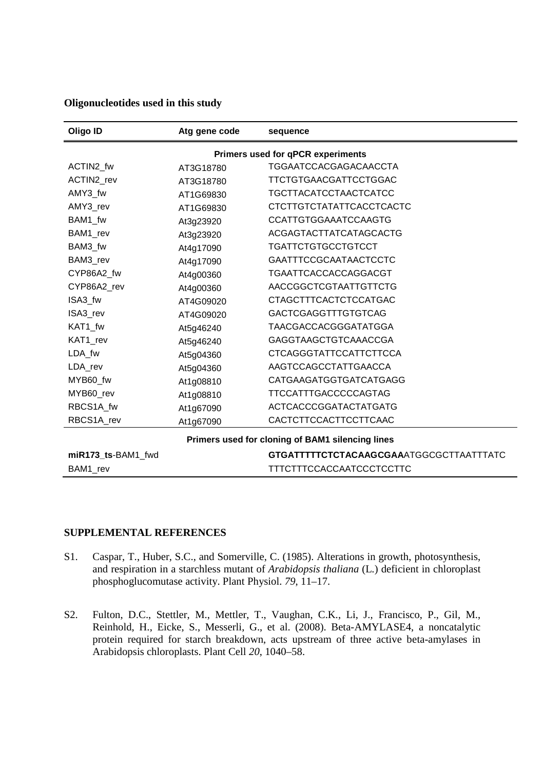**Oligonucleotides used in this study**

| Oligo ID | Atg gene code | sequence |
|---|---|---|
| **Primers used for qPCR experiments** | | |
| ACTIN2_fw | AT3G18780 | TGGAATCCACGAGACAACCTA |
| ACTIN2_rev | AT3G18780 | TTCTGTGAACGATTCCTGGAC |
| AMY3_fw | AT1G69830 | TGCTTACATCCTAACTCATCC |
| AMY3_rev | AT1G69830 | CTCTTGTCTATATTCACCTCACTC |
| BAM1_fw | At3g23920 | CCATTGTGGAAATCCAAGTG |
| BAM1_rev | At3g23920 | ACGAGTACTTATCATAGCACTG |
| BAM3_fw | At4g17090 | TGATTCTGTGCCTGTCCT |
| BAM3_rev | At4g17090 | GAATTTCCGCAATAACTCCTC |
| CYP86A2_fw | At4g00360 | TGAATTCACCACCAGGACGT |
| CYP86A2_rev | At4g00360 | AACCGGCTCGTAATTGTTCTG |
| ISA3_fw | AT4G09020 | CTAGCTTTCACTCTCCATGAC |
| ISA3_rev | AT4G09020 | GACTCGAGGTTTGTGTCAG |
| KAT1_fw | At5g46240 | TAACGACCACGGGATATGGA |
| KAT1_rev | At5g46240 | GAGGTAAGCTGTCAAACCGA |
| LDA_fw | At5g04360 | CTCAGGGTATTCCATTCTTCCA |
| LDA_rev | At5g04360 | AAGTCCAGCCTATTGAACCA |
| MYB60_fw | At1g08810 | CATGAAGATGGTGATCATGAGG |
| MYB60_rev | At1g08810 | TTCCATTTGACCCCCAGTAG |
| RBCS1A_fw | At1g67090 | ACTCACCCGGATACTATGATG |
| RBCS1A_rev | At1g67090 | CACTCTTCCACTTCCTTCAAC |
| **Primers used for cloning of BAM1 silencing lines** | | |
| **miR173_ts**-BAM1_fwd | | **GTGATTTTTCTCTACAAGCGAA**ATGGCGCTTAATTTATC |
| BAM1_rev | | TTTCTTTCCACCAATCCCTCCTTC |

## SUPPLEMENTAL REFERENCES

S1. Caspar, T., Huber, S.C., and Somerville, C. (1985). Alterations in growth, photosynthesis, and respiration in a starchless mutant of *Arabidopsis thaliana* (L.) deficient in chloroplast phosphoglucomutase activity. Plant Physiol. *79*, 11–17.

S2. Fulton, D.C., Stettler, M., Mettler, T., Vaughan, C.K., Li, J., Francisco, P., Gil, M., Reinhold, H., Eicke, S., Messerli, G., et al. (2008). Beta-AMYLASE4, a noncatalytic protein required for starch breakdown, acts upstream of three active beta-amylases in Arabidopsis chloroplasts. Plant Cell *20*, 1040–58.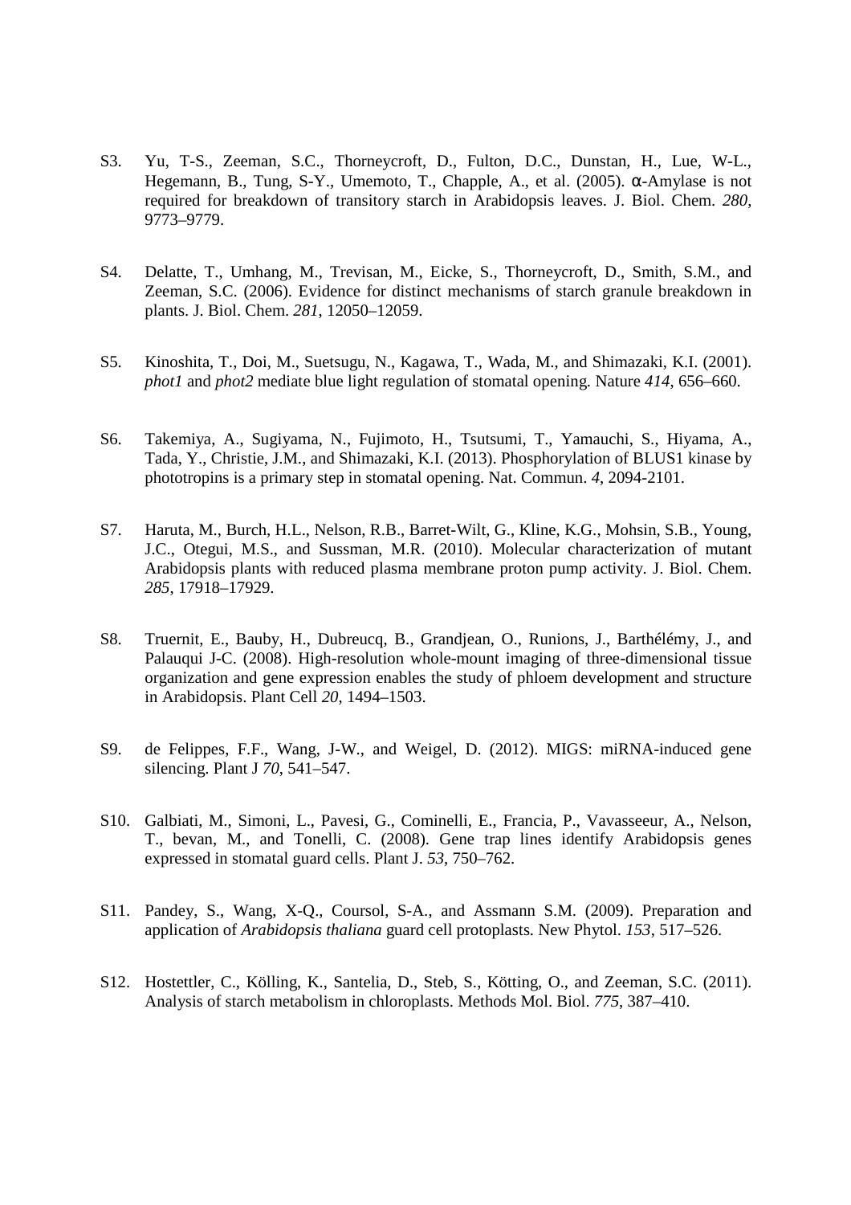S3. Yu, T-S., Zeeman, S.C., Thorneycroft, D., Fulton, D.C., Dunstan, H., Lue, W-L., Hegemann, B., Tung, S-Y., Umemoto, T., Chapple, A., et al. (2005). α-Amylase is not required for breakdown of transitory starch in Arabidopsis leaves. J. Biol. Chem. *280*, 9773–9779.

S4. Delatte, T., Umhang, M., Trevisan, M., Eicke, S., Thorneycroft, D., Smith, S.M., and Zeeman, S.C. (2006). Evidence for distinct mechanisms of starch granule breakdown in plants. J. Biol. Chem. *281*, 12050–12059.

S5. Kinoshita, T., Doi, M., Suetsugu, N., Kagawa, T., Wada, M., and Shimazaki, K.I. (2001). *phot1* and *phot2* mediate blue light regulation of stomatal opening. Nature *414*, 656–660.

S6. Takemiya, A., Sugiyama, N., Fujimoto, H., Tsutsumi, T., Yamauchi, S., Hiyama, A., Tada, Y., Christie, J.M., and Shimazaki, K.I. (2013). Phosphorylation of BLUS1 kinase by phototropins is a primary step in stomatal opening. Nat. Commun. *4*, 2094-2101.

S7. Haruta, M., Burch, H.L., Nelson, R.B., Barret-Wilt, G., Kline, K.G., Mohsin, S.B., Young, J.C., Otegui, M.S., and Sussman, M.R. (2010). Molecular characterization of mutant Arabidopsis plants with reduced plasma membrane proton pump activity. J. Biol. Chem. *285*, 17918–17929.

S8. Truernit, E., Bauby, H., Dubreucq, B., Grandjean, O., Runions, J., Barthélémy, J., and Palauqui J-C. (2008). High-resolution whole-mount imaging of three-dimensional tissue organization and gene expression enables the study of phloem development and structure in Arabidopsis. Plant Cell *20*, 1494–1503.

S9. de Felippes, F.F., Wang, J-W., and Weigel, D. (2012). MIGS: miRNA-induced gene silencing. Plant J *70*, 541–547.

S10. Galbiati, M., Simoni, L., Pavesi, G., Cominelli, E., Francia, P., Vavasseeur, A., Nelson, T., bevan, M., and Tonelli, C. (2008). Gene trap lines identify Arabidopsis genes expressed in stomatal guard cells. Plant J. *53*, 750–762.

S11. Pandey, S., Wang, X-Q., Coursol, S-A., and Assmann S.M. (2009). Preparation and application of *Arabidopsis thaliana* guard cell protoplasts. New Phytol. *153*, 517–526.

S12. Hostettler, C., Kölling, K., Santelia, D., Steb, S., Kötting, O., and Zeeman, S.C. (2011). Analysis of starch metabolism in chloroplasts. Methods Mol. Biol. *775*, 387–410.